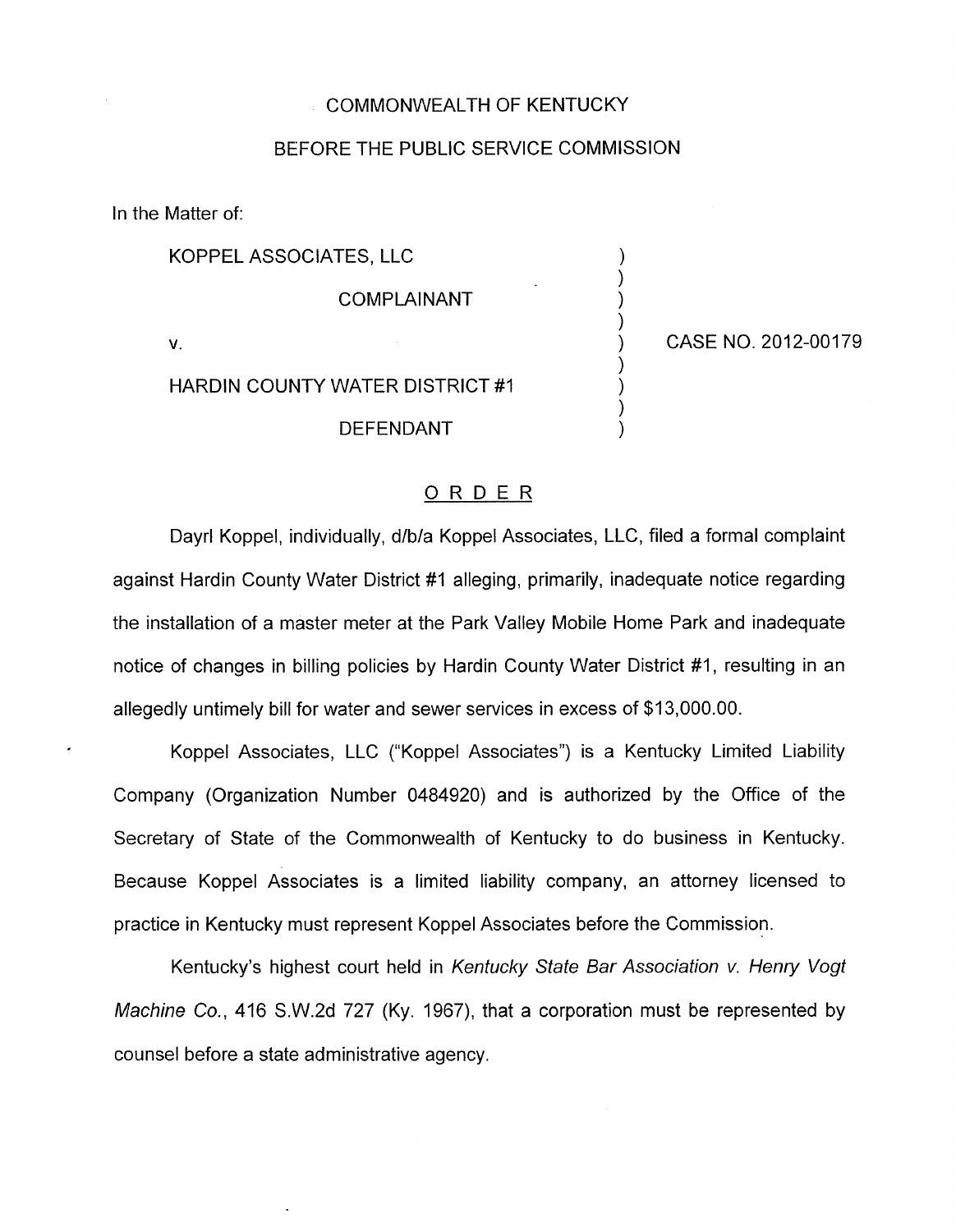COMMONWEALTH OF KENTUCKY

BEFORE THE PUBLIC SERVICE COMMISSION

In the Matter of:

| | | |
|---|---|---|
| KOPPEL ASSOCIATES, LLC | ) | |
| COMPLAINANT | ) | |
| v. | ) | CASE NO. 2012-00179 |
| HARDIN COUNTY WATER DISTRICT #1 | ) | |
| DEFENDANT | ) | |

## ORDER

Dayrl Koppel, individually, d/b/a Koppel Associates, LLC, filed a formal complaint against Hardin County Water District #1 alleging, primarily, inadequate notice regarding the installation of a master meter at the Park Valley Mobile Home Park and inadequate notice of changes in billing policies by Hardin County Water District #1, resulting in an allegedly untimely bill for water and sewer services in excess of $13,000.00.

Koppel Associates, LLC ("Koppel Associates") is a Kentucky Limited Liability Company (Organization Number 0484920) and is authorized by the Office of the Secretary of State of the Commonwealth of Kentucky to do business in Kentucky. Because Koppel Associates is a limited liability company, an attorney licensed to practice in Kentucky must represent Koppel Associates before the Commission.

Kentucky's highest court held in *Kentucky State Bar Association v. Henry Vogt Machine Co.*, 416 S.W.2d 727 (Ky. 1967), that a corporation must be represented by counsel before a state administrative agency.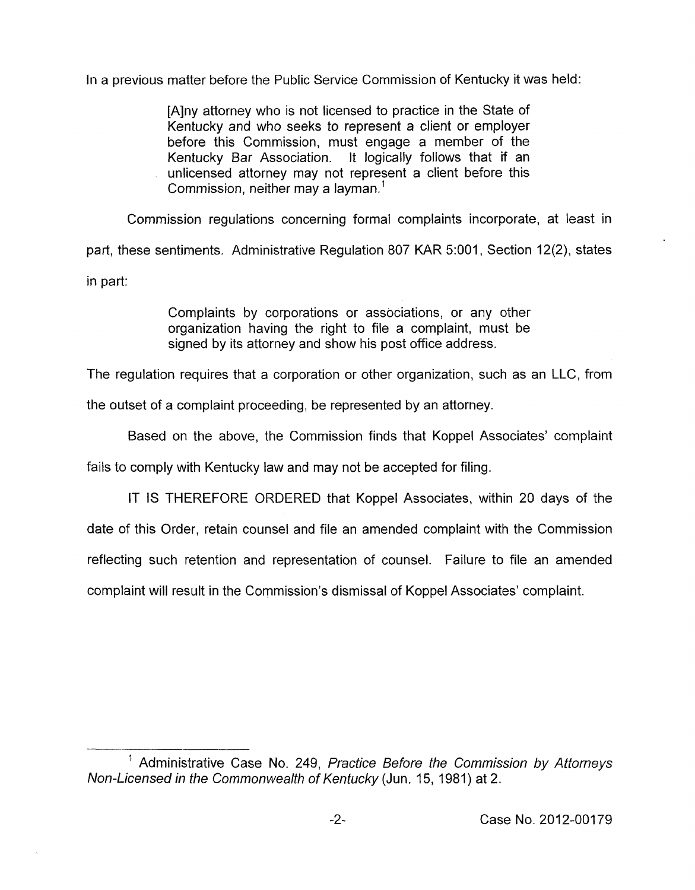In a previous matter before the Public Service Commission of Kentucky it was held:

> [A]ny attorney who is not licensed to practice in the State of Kentucky and who seeks to represent a client or employer before this Commission, must engage a member of the Kentucky Bar Association. It logically follows that if an unlicensed attorney may not represent a client before this Commission, neither may a layman.[1]

Commission regulations concerning formal complaints incorporate, at least in part, these sentiments. Administrative Regulation 807 KAR 5:001, Section 12(2), states in part:

> Complaints by corporations or associations, or any other organization having the right to file a complaint, must be signed by its attorney and show his post office address.

The regulation requires that a corporation or other organization, such as an LLC, from the outset of a complaint proceeding, be represented by an attorney.

Based on the above, the Commission finds that Koppel Associates' complaint fails to comply with Kentucky law and may not be accepted for filing.

IT IS THEREFORE ORDERED that Koppel Associates, within 20 days of the date of this Order, retain counsel and file an amended complaint with the Commission reflecting such retention and representation of counsel. Failure to file an amended complaint will result in the Commission's dismissal of Koppel Associates' complaint.

---

[1] Administrative Case No. 249, *Practice Before the Commission by Attorneys Non-Licensed in the Commonwealth of Kentucky* (Jun. 15, 1981) at 2.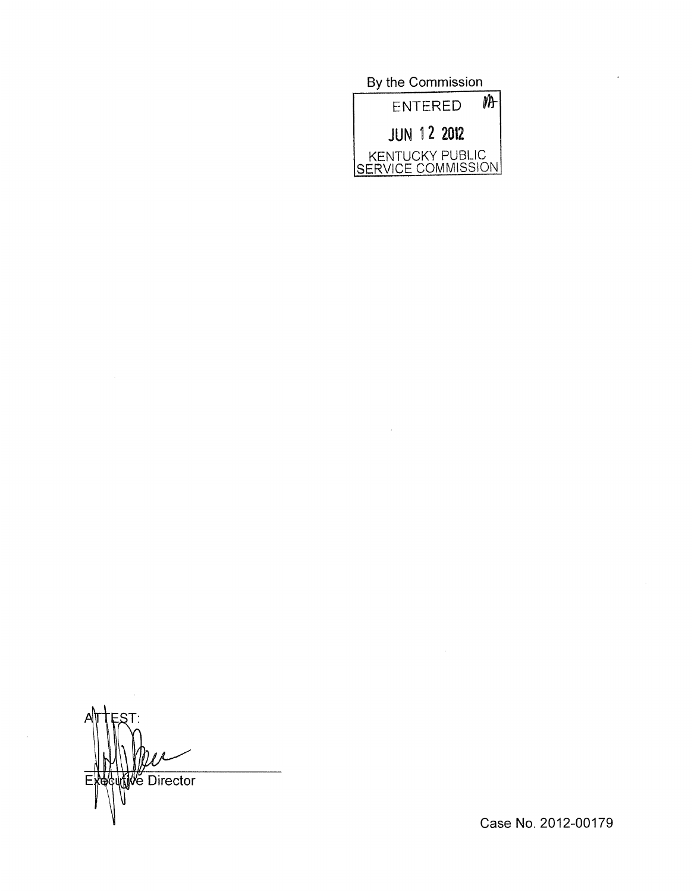By the Commission

ENTERED

JUN 12 2012

KENTUCKY PUBLIC SERVICE COMMISSION

ATTEST:

Executive Director

Case No. 2012-00179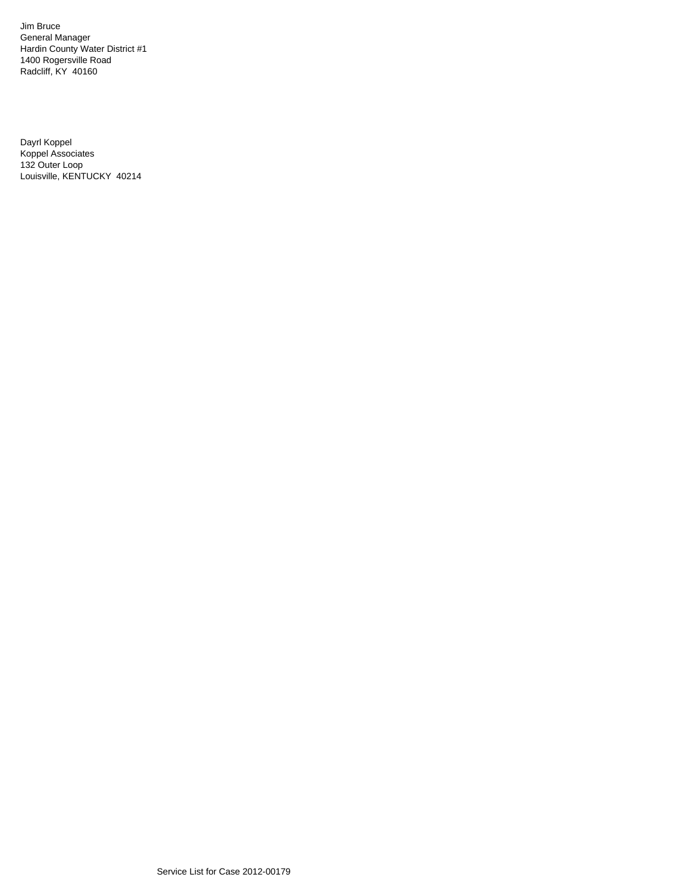Jim Bruce
General Manager
Hardin County Water District #1
1400 Rogersville Road
Radcliff, KY 40160

Dayrl Koppel
Koppel Associates
132 Outer Loop
Louisville, KENTUCKY 40214

Service List for Case 2012-00179